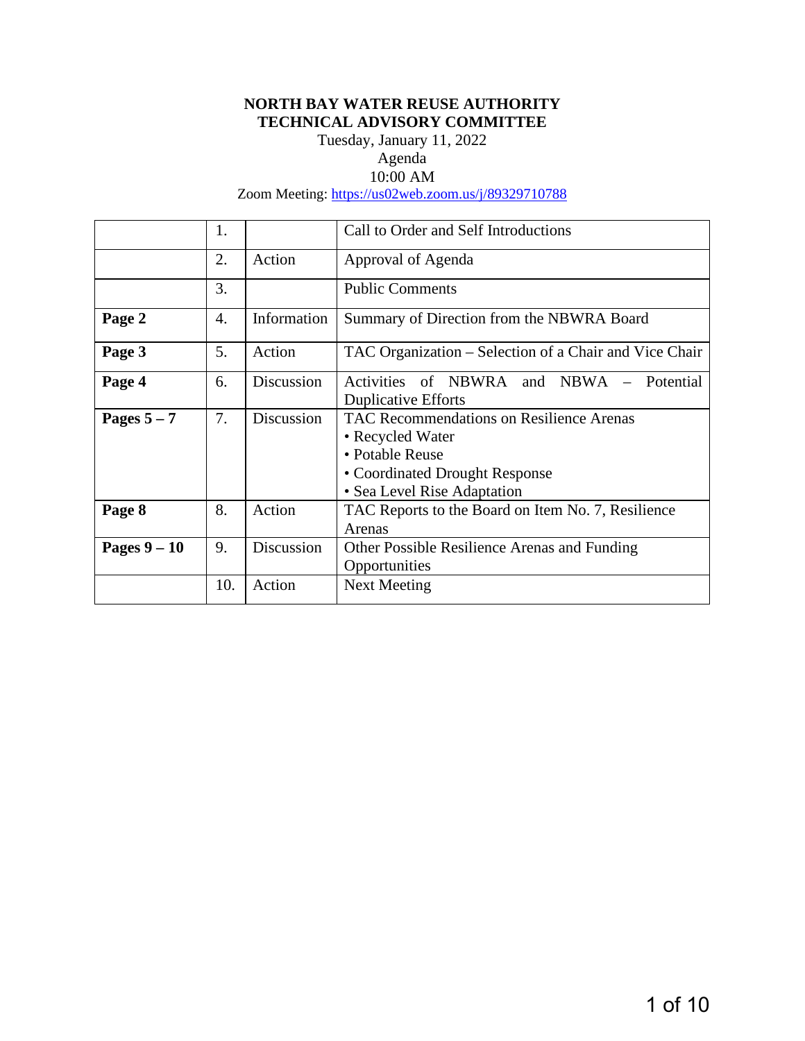**NORTH BAY WATER REUSE AUTHORITY**
**TECHNICAL ADVISORY COMMITTEE**

Tuesday, January 11, 2022
Agenda
10:00 AM
Zoom Meeting: https://us02web.zoom.us/j/89329710788

| | | | |
|---|---|---|---|
| | 1. | | Call to Order and Self Introductions |
| | 2. | Action | Approval of Agenda |
| | 3. | | Public Comments |
| **Page 2** | 4. | Information | Summary of Direction from the NBWRA Board |
| **Page 3** | 5. | Action | TAC Organization – Selection of a Chair and Vice Chair |
| **Page 4** | 6. | Discussion | Activities of NBWRA and NBWA – Potential Duplicative Efforts |
| **Pages 5 – 7** | 7. | Discussion | TAC Recommendations on Resilience Arenas<br>• Recycled Water<br>• Potable Reuse<br>• Coordinated Drought Response<br>• Sea Level Rise Adaptation |
| **Page 8** | 8. | Action | TAC Reports to the Board on Item No. 7, Resilience Arenas |
| **Pages 9 – 10** | 9. | Discussion | Other Possible Resilience Arenas and Funding Opportunities |
| | 10. | Action | Next Meeting |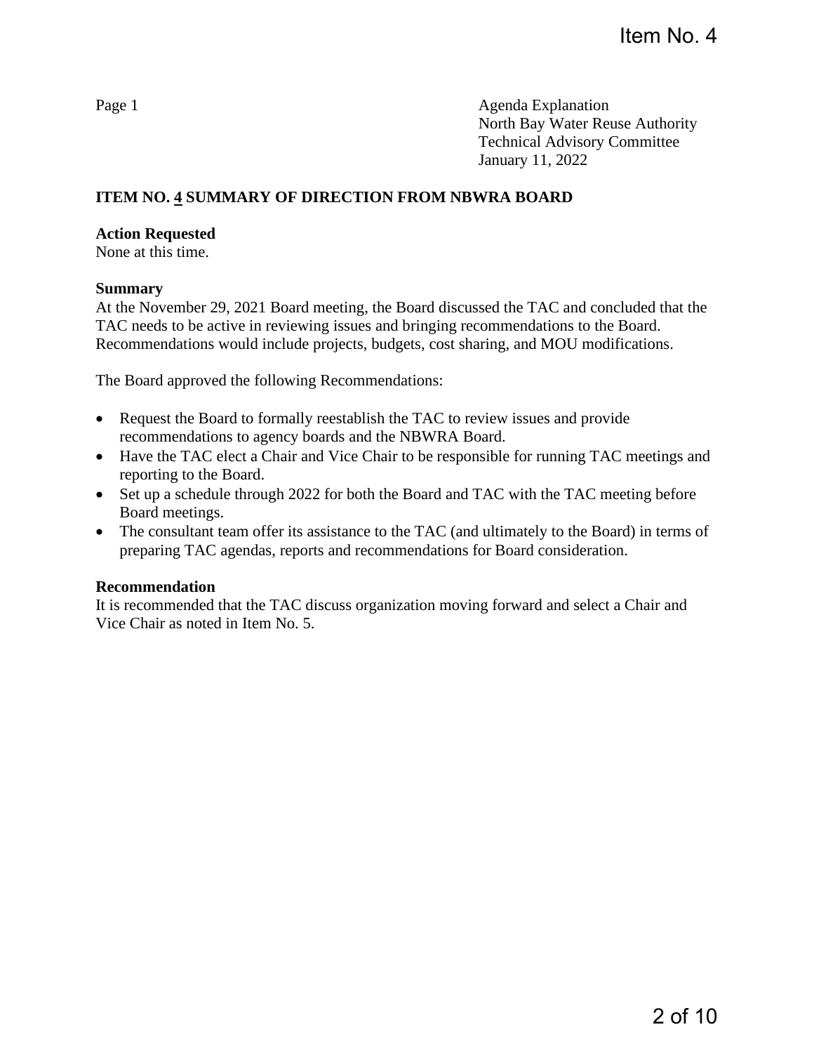Item No. 4

Page 1

Agenda Explanation
North Bay Water Reuse Authority
Technical Advisory Committee
January 11, 2022

**ITEM NO. 4 SUMMARY OF DIRECTION FROM NBWRA BOARD**

**Action Requested**
None at this time.

**Summary**
At the November 29, 2021 Board meeting, the Board discussed the TAC and concluded that the TAC needs to be active in reviewing issues and bringing recommendations to the Board. Recommendations would include projects, budgets, cost sharing, and MOU modifications.

The Board approved the following Recommendations:

- Request the Board to formally reestablish the TAC to review issues and provide recommendations to agency boards and the NBWRA Board.
- Have the TAC elect a Chair and Vice Chair to be responsible for running TAC meetings and reporting to the Board.
- Set up a schedule through 2022 for both the Board and TAC with the TAC meeting before Board meetings.
- The consultant team offer its assistance to the TAC (and ultimately to the Board) in terms of preparing TAC agendas, reports and recommendations for Board consideration.

**Recommendation**
It is recommended that the TAC discuss organization moving forward and select a Chair and Vice Chair as noted in Item No. 5.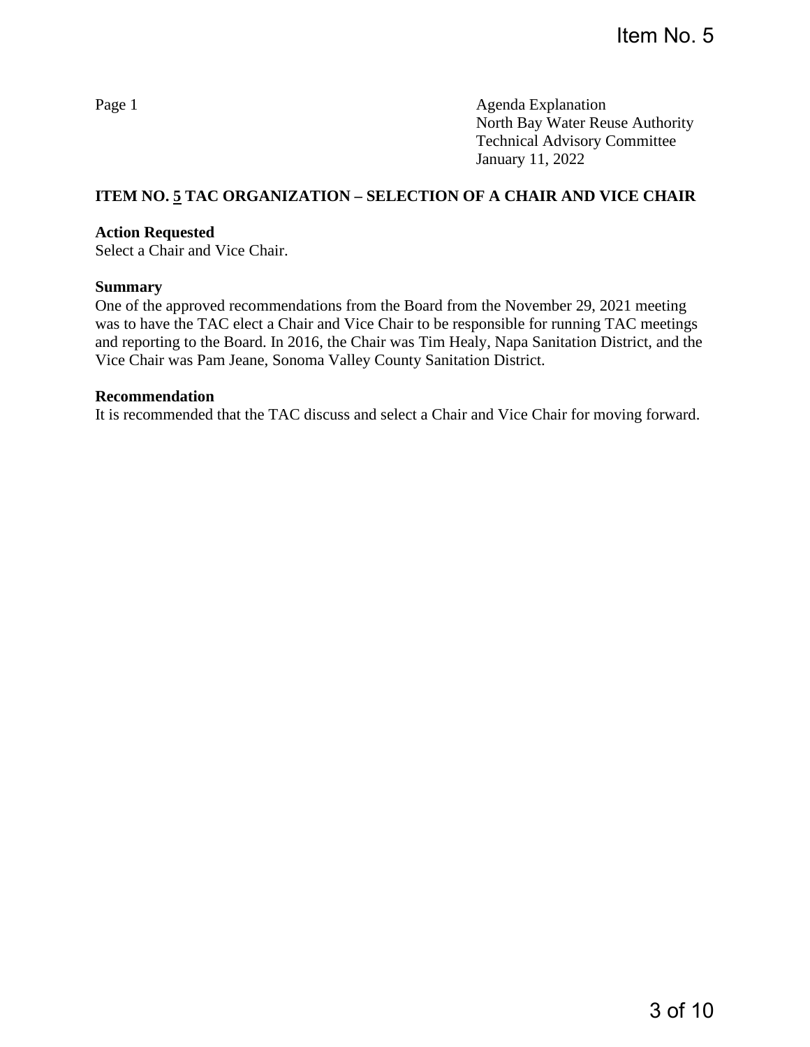Item No. 5

Page 1

Agenda Explanation
North Bay Water Reuse Authority
Technical Advisory Committee
January 11, 2022

## ITEM NO. 5 TAC ORGANIZATION – SELECTION OF A CHAIR AND VICE CHAIR

**Action Requested**
Select a Chair and Vice Chair.

**Summary**
One of the approved recommendations from the Board from the November 29, 2021 meeting was to have the TAC elect a Chair and Vice Chair to be responsible for running TAC meetings and reporting to the Board. In 2016, the Chair was Tim Healy, Napa Sanitation District, and the Vice Chair was Pam Jeane, Sonoma Valley County Sanitation District.

**Recommendation**
It is recommended that the TAC discuss and select a Chair and Vice Chair for moving forward.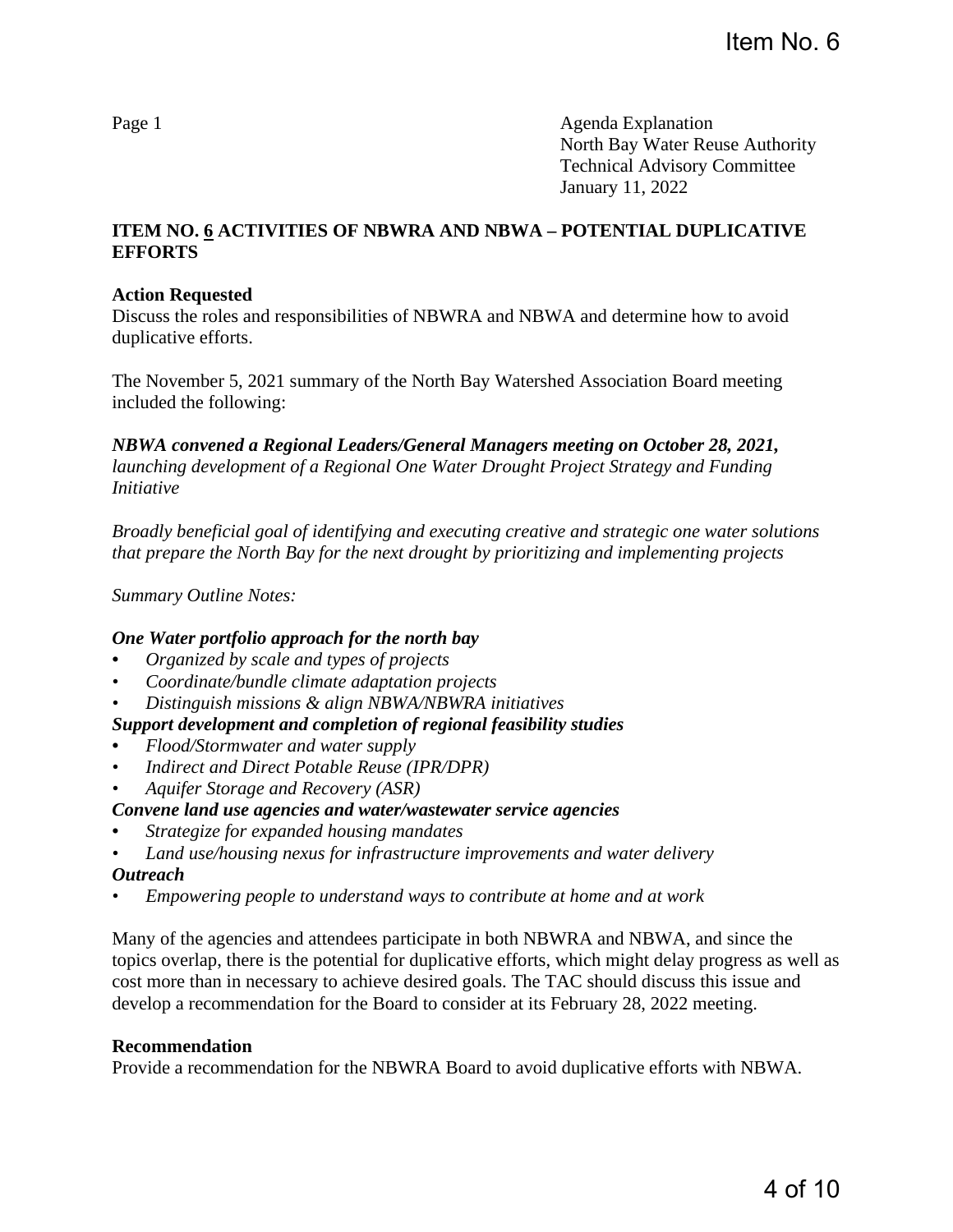Item No. 6

Page 1

Agenda Explanation
North Bay Water Reuse Authority
Technical Advisory Committee
January 11, 2022

## ITEM NO. 6 ACTIVITIES OF NBWRA AND NBWA – POTENTIAL DUPLICATIVE EFFORTS

**Action Requested**
Discuss the roles and responsibilities of NBWRA and NBWA and determine how to avoid duplicative efforts.

The November 5, 2021 summary of the North Bay Watershed Association Board meeting included the following:

***NBWA convened a Regional Leaders/General Managers meeting on October 28, 2021,*** *launching development of a Regional One Water Drought Project Strategy and Funding Initiative*

*Broadly beneficial goal of identifying and executing creative and strategic one water solutions that prepare the North Bay for the next drought by prioritizing and implementing projects*

*Summary Outline Notes:*

***One Water portfolio approach for the north bay***

- *Organized by scale and types of projects*
- *Coordinate/bundle climate adaptation projects*
- *Distinguish missions & align NBWA/NBWRA initiatives*

***Support development and completion of regional feasibility studies***

- *Flood/Stormwater and water supply*
- *Indirect and Direct Potable Reuse (IPR/DPR)*
- *Aquifer Storage and Recovery (ASR)*

***Convene land use agencies and water/wastewater service agencies***

- *Strategize for expanded housing mandates*
- *Land use/housing nexus for infrastructure improvements and water delivery*

***Outreach***

- *Empowering people to understand ways to contribute at home and at work*

Many of the agencies and attendees participate in both NBWRA and NBWA, and since the topics overlap, there is the potential for duplicative efforts, which might delay progress as well as cost more than in necessary to achieve desired goals. The TAC should discuss this issue and develop a recommendation for the Board to consider at its February 28, 2022 meeting.

**Recommendation**
Provide a recommendation for the NBWRA Board to avoid duplicative efforts with NBWA.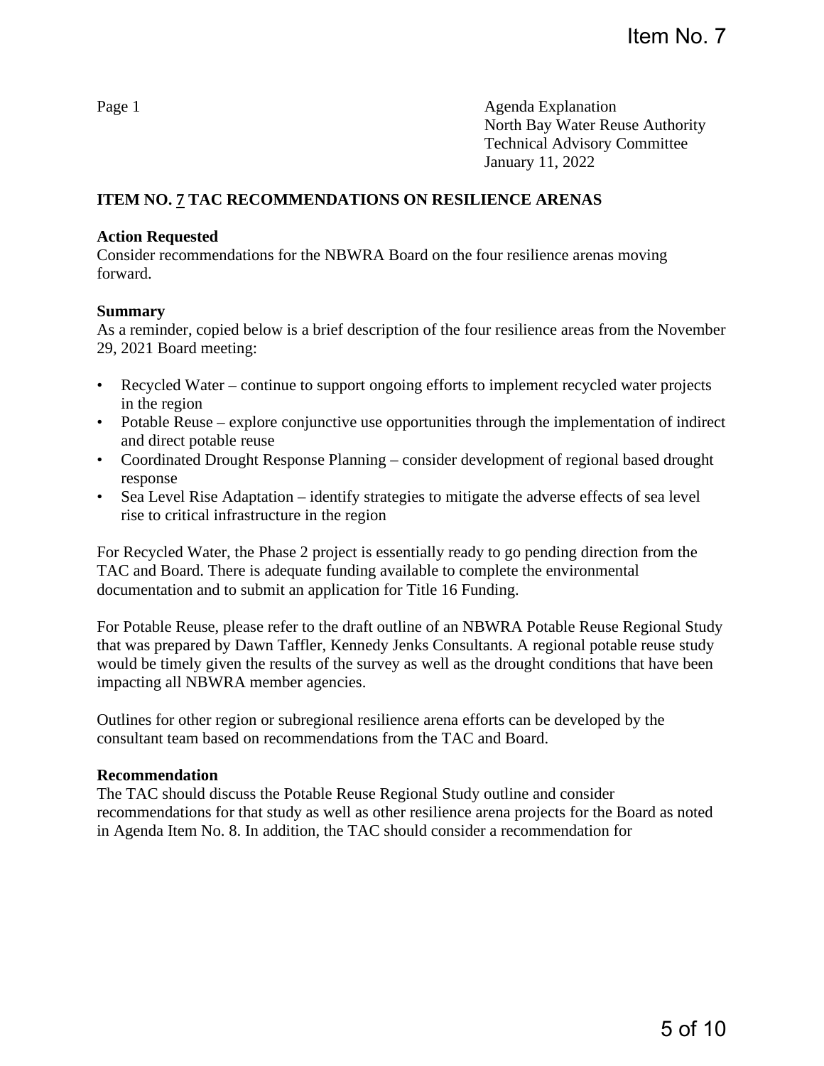Item No. 7

Page 1

Agenda Explanation
North Bay Water Reuse Authority
Technical Advisory Committee
January 11, 2022

## ITEM NO. 7 TAC RECOMMENDATIONS ON RESILIENCE ARENAS

**Action Requested**
Consider recommendations for the NBWRA Board on the four resilience arenas moving forward.

**Summary**
As a reminder, copied below is a brief description of the four resilience areas from the November 29, 2021 Board meeting:

- Recycled Water – continue to support ongoing efforts to implement recycled water projects in the region
- Potable Reuse – explore conjunctive use opportunities through the implementation of indirect and direct potable reuse
- Coordinated Drought Response Planning – consider development of regional based drought response
- Sea Level Rise Adaptation – identify strategies to mitigate the adverse effects of sea level rise to critical infrastructure in the region

For Recycled Water, the Phase 2 project is essentially ready to go pending direction from the TAC and Board. There is adequate funding available to complete the environmental documentation and to submit an application for Title 16 Funding.

For Potable Reuse, please refer to the draft outline of an NBWRA Potable Reuse Regional Study that was prepared by Dawn Taffler, Kennedy Jenks Consultants. A regional potable reuse study would be timely given the results of the survey as well as the drought conditions that have been impacting all NBWRA member agencies.

Outlines for other region or subregional resilience arena efforts can be developed by the consultant team based on recommendations from the TAC and Board.

**Recommendation**
The TAC should discuss the Potable Reuse Regional Study outline and consider recommendations for that study as well as other resilience arena projects for the Board as noted in Agenda Item No. 8. In addition, the TAC should consider a recommendation for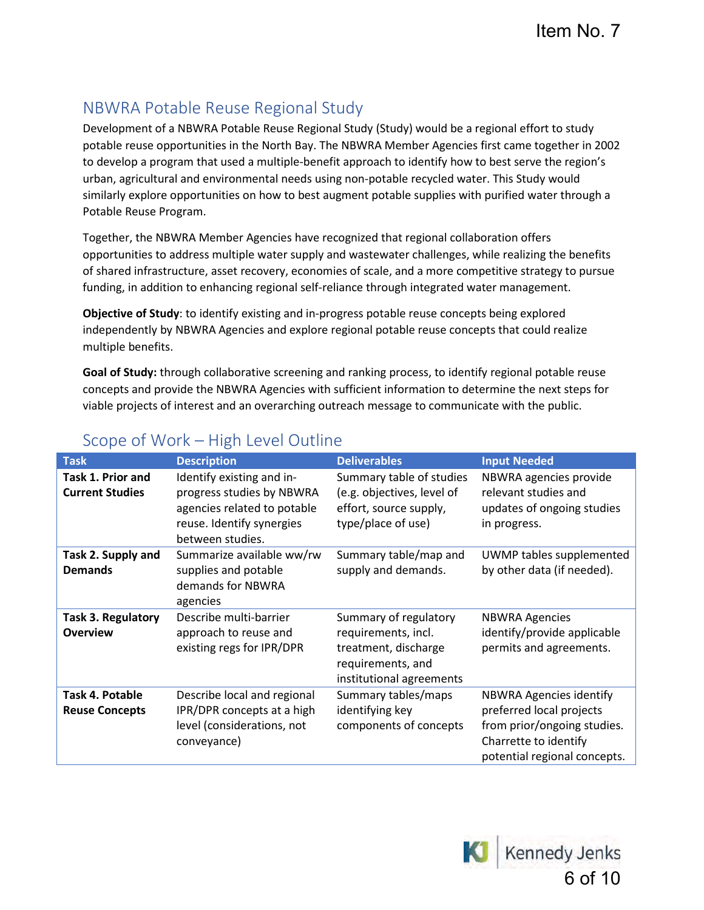## NBWRA Potable Reuse Regional Study

Development of a NBWRA Potable Reuse Regional Study (Study) would be a regional effort to study potable reuse opportunities in the North Bay. The NBWRA Member Agencies first came together in 2002 to develop a program that used a multiple-benefit approach to identify how to best serve the region's urban, agricultural and environmental needs using non-potable recycled water. This Study would similarly explore opportunities on how to best augment potable supplies with purified water through a Potable Reuse Program.

Together, the NBWRA Member Agencies have recognized that regional collaboration offers opportunities to address multiple water supply and wastewater challenges, while realizing the benefits of shared infrastructure, asset recovery, economies of scale, and a more competitive strategy to pursue funding, in addition to enhancing regional self-reliance through integrated water management.

**Objective of Study**: to identify existing and in-progress potable reuse concepts being explored independently by NBWRA Agencies and explore regional potable reuse concepts that could realize multiple benefits.

**Goal of Study:** through collaborative screening and ranking process, to identify regional potable reuse concepts and provide the NBWRA Agencies with sufficient information to determine the next steps for viable projects of interest and an overarching outreach message to communicate with the public.

## Scope of Work – High Level Outline

| Task | Description | Deliverables | Input Needed |
|---|---|---|---|
| **Task 1. Prior and Current Studies** | Identify existing and in-progress studies by NBWRA agencies related to potable reuse. Identify synergies between studies. | Summary table of studies (e.g. objectives, level of effort, source supply, type/place of use) | NBWRA agencies provide relevant studies and updates of ongoing studies in progress. |
| **Task 2. Supply and Demands** | Summarize available ww/rw supplies and potable demands for NBWRA agencies | Summary table/map and supply and demands. | UWMP tables supplemented by other data (if needed). |
| **Task 3. Regulatory Overview** | Describe multi-barrier approach to reuse and existing regs for IPR/DPR | Summary of regulatory requirements, incl. treatment, discharge requirements, and institutional agreements | NBWRA Agencies identify/provide applicable permits and agreements. |
| **Task 4. Potable Reuse Concepts** | Describe local and regional IPR/DPR concepts at a high level (considerations, not conveyance) | Summary tables/maps identifying key components of concepts | NBWRA Agencies identify preferred local projects from prior/ongoing studies. Charrette to identify potential regional concepts. |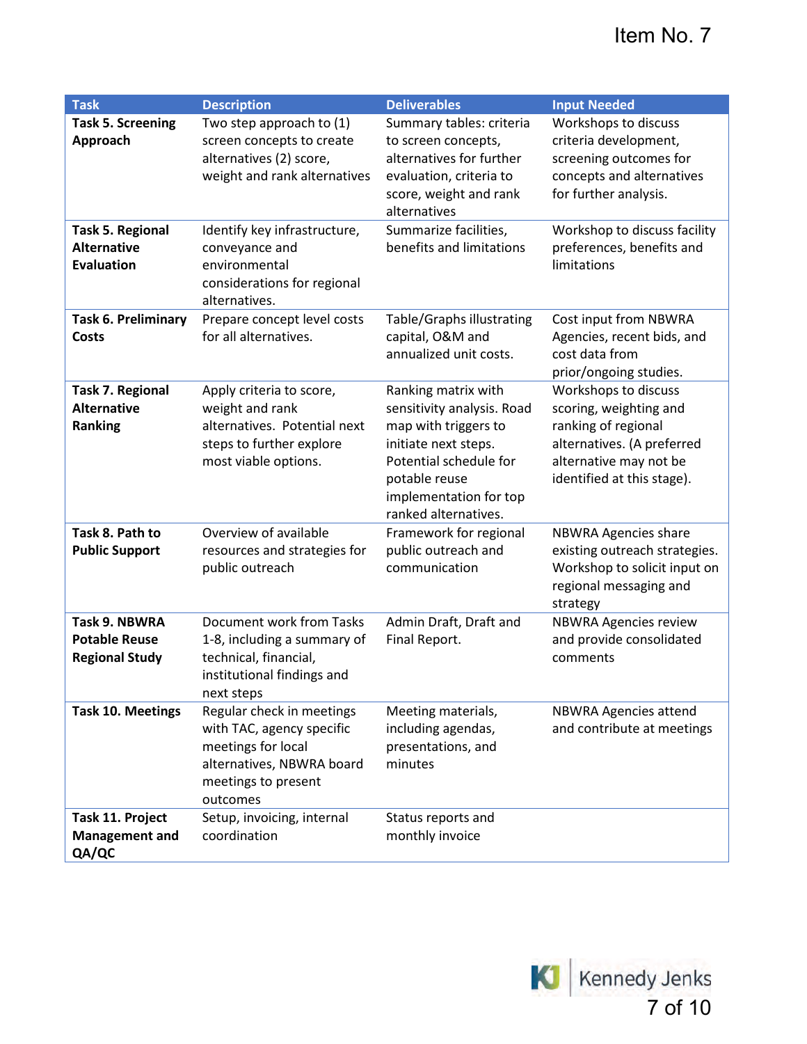| Task | Description | Deliverables | Input Needed |
|---|---|---|---|
| **Task 5. Screening Approach** | Two step approach to (1) screen concepts to create alternatives (2) score, weight and rank alternatives | Summary tables: criteria to screen concepts, alternatives for further evaluation, criteria to score, weight and rank alternatives | Workshops to discuss criteria development, screening outcomes for concepts and alternatives for further analysis. |
| **Task 5. Regional Alternative Evaluation** | Identify key infrastructure, conveyance and environmental considerations for regional alternatives. | Summarize facilities, benefits and limitations | Workshop to discuss facility preferences, benefits and limitations |
| **Task 6. Preliminary Costs** | Prepare concept level costs for all alternatives. | Table/Graphs illustrating capital, O&M and annualized unit costs. | Cost input from NBWRA Agencies, recent bids, and cost data from prior/ongoing studies. |
| **Task 7. Regional Alternative Ranking** | Apply criteria to score, weight and rank alternatives. Potential next steps to further explore most viable options. | Ranking matrix with sensitivity analysis. Road map with triggers to initiate next steps. Potential schedule for potable reuse implementation for top ranked alternatives. | Workshops to discuss scoring, weighting and ranking of regional alternatives. (A preferred alternative may not be identified at this stage). |
| **Task 8. Path to Public Support** | Overview of available resources and strategies for public outreach | Framework for regional public outreach and communication | NBWRA Agencies share existing outreach strategies. Workshop to solicit input on regional messaging and strategy |
| **Task 9. NBWRA Potable Reuse Regional Study** | Document work from Tasks 1-8, including a summary of technical, financial, institutional findings and next steps | Admin Draft, Draft and Final Report. | NBWRA Agencies review and provide consolidated comments |
| **Task 10. Meetings** | Regular check in meetings with TAC, agency specific meetings for local alternatives, NBWRA board meetings to present outcomes | Meeting materials, including agendas, presentations, and minutes | NBWRA Agencies attend and contribute at meetings |
| **Task 11. Project Management and QA/QC** | Setup, invoicing, internal coordination | Status reports and monthly invoice | |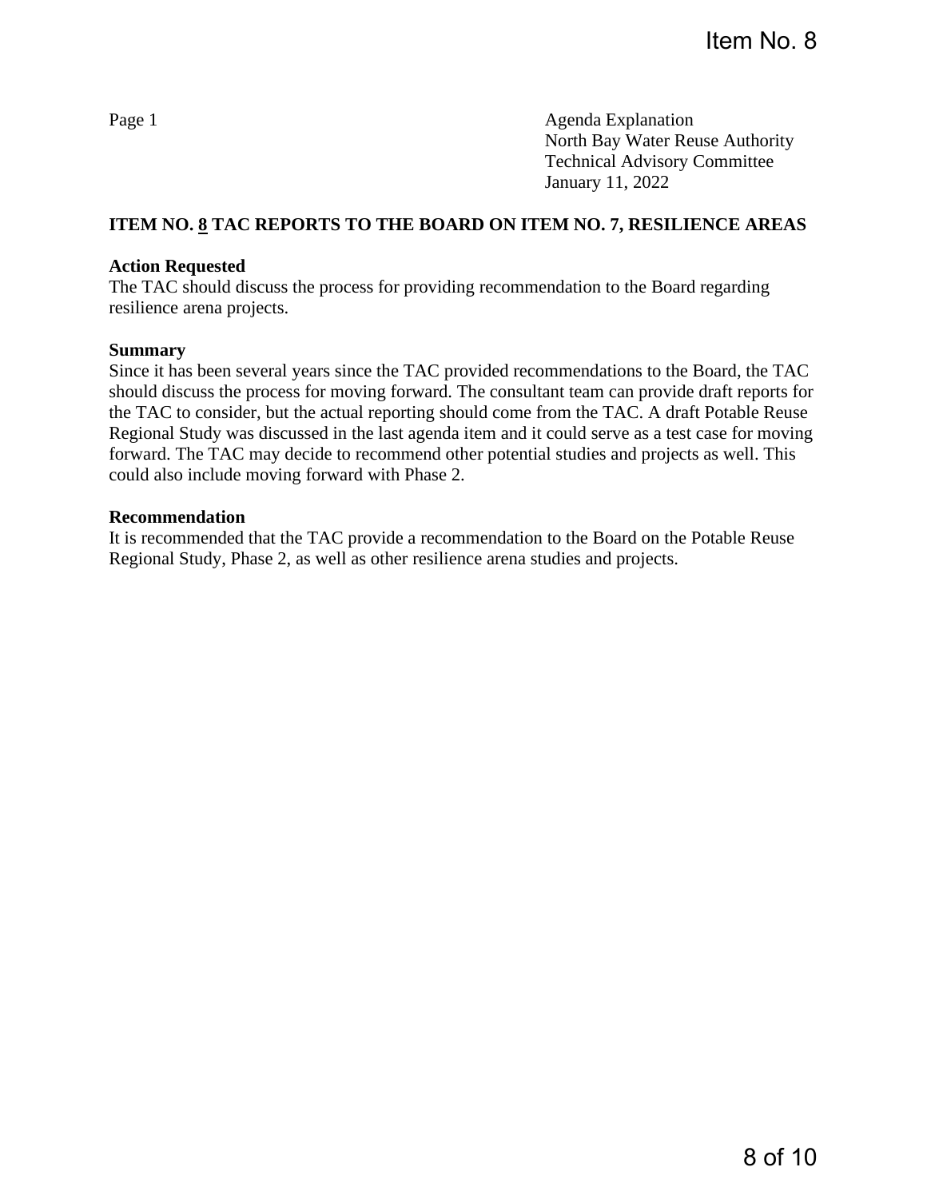Item No. 8

Page 1

Agenda Explanation
North Bay Water Reuse Authority
Technical Advisory Committee
January 11, 2022

**ITEM NO. 8 TAC REPORTS TO THE BOARD ON ITEM NO. 7, RESILIENCE AREAS**

**Action Requested**
The TAC should discuss the process for providing recommendation to the Board regarding resilience arena projects.

**Summary**
Since it has been several years since the TAC provided recommendations to the Board, the TAC should discuss the process for moving forward. The consultant team can provide draft reports for the TAC to consider, but the actual reporting should come from the TAC. A draft Potable Reuse Regional Study was discussed in the last agenda item and it could serve as a test case for moving forward. The TAC may decide to recommend other potential studies and projects as well. This could also include moving forward with Phase 2.

**Recommendation**
It is recommended that the TAC provide a recommendation to the Board on the Potable Reuse Regional Study, Phase 2, as well as other resilience arena studies and projects.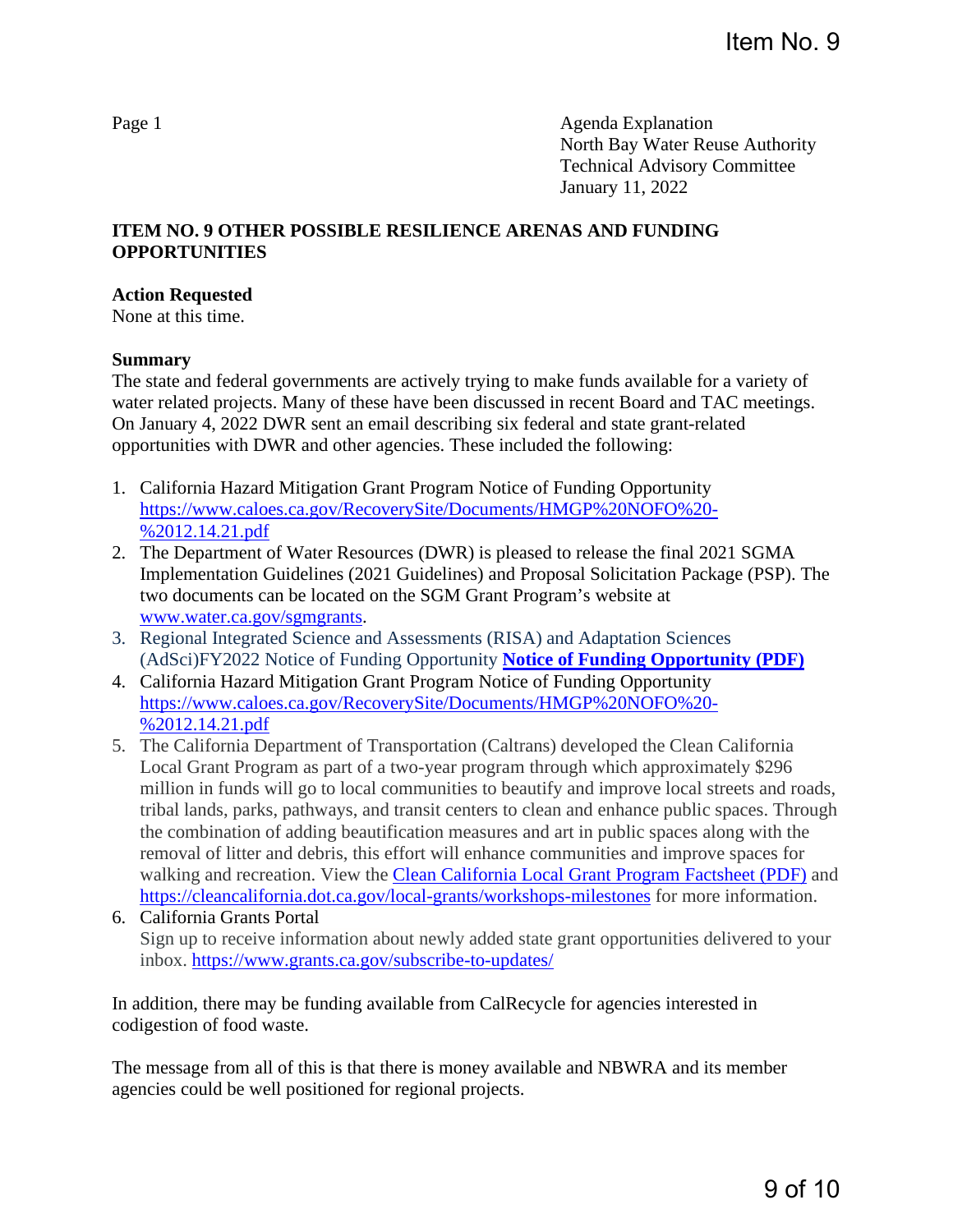Item No. 9

Page 1

Agenda Explanation
North Bay Water Reuse Authority
Technical Advisory Committee
January 11, 2022

**ITEM NO. 9 OTHER POSSIBLE RESILIENCE ARENAS AND FUNDING OPPORTUNITIES**

**Action Requested**
None at this time.

**Summary**
The state and federal governments are actively trying to make funds available for a variety of water related projects. Many of these have been discussed in recent Board and TAC meetings. On January 4, 2022 DWR sent an email describing six federal and state grant-related opportunities with DWR and other agencies. These included the following:

1. California Hazard Mitigation Grant Program Notice of Funding Opportunity https://www.caloes.ca.gov/RecoverySite/Documents/HMGP%20NOFO%20-%2012.14.21.pdf
2. The Department of Water Resources (DWR) is pleased to release the final 2021 SGMA Implementation Guidelines (2021 Guidelines) and Proposal Solicitation Package (PSP). The two documents can be located on the SGM Grant Program's website at www.water.ca.gov/sgmgrants.
3. Regional Integrated Science and Assessments (RISA) and Adaptation Sciences (AdSci)FY2022 Notice of Funding Opportunity **Notice of Funding Opportunity (PDF)**
4. California Hazard Mitigation Grant Program Notice of Funding Opportunity https://www.caloes.ca.gov/RecoverySite/Documents/HMGP%20NOFO%20-%2012.14.21.pdf
5. The California Department of Transportation (Caltrans) developed the Clean California Local Grant Program as part of a two-year program through which approximately $296 million in funds will go to local communities to beautify and improve local streets and roads, tribal lands, parks, pathways, and transit centers to clean and enhance public spaces. Through the combination of adding beautification measures and art in public spaces along with the removal of litter and debris, this effort will enhance communities and improve spaces for walking and recreation. View the Clean California Local Grant Program Factsheet (PDF) and https://cleancalifornia.dot.ca.gov/local-grants/workshops-milestones for more information.
6. California Grants Portal
   Sign up to receive information about newly added state grant opportunities delivered to your inbox. https://www.grants.ca.gov/subscribe-to-updates/

In addition, there may be funding available from CalRecycle for agencies interested in codigestion of food waste.

The message from all of this is that there is money available and NBWRA and its member agencies could be well positioned for regional projects.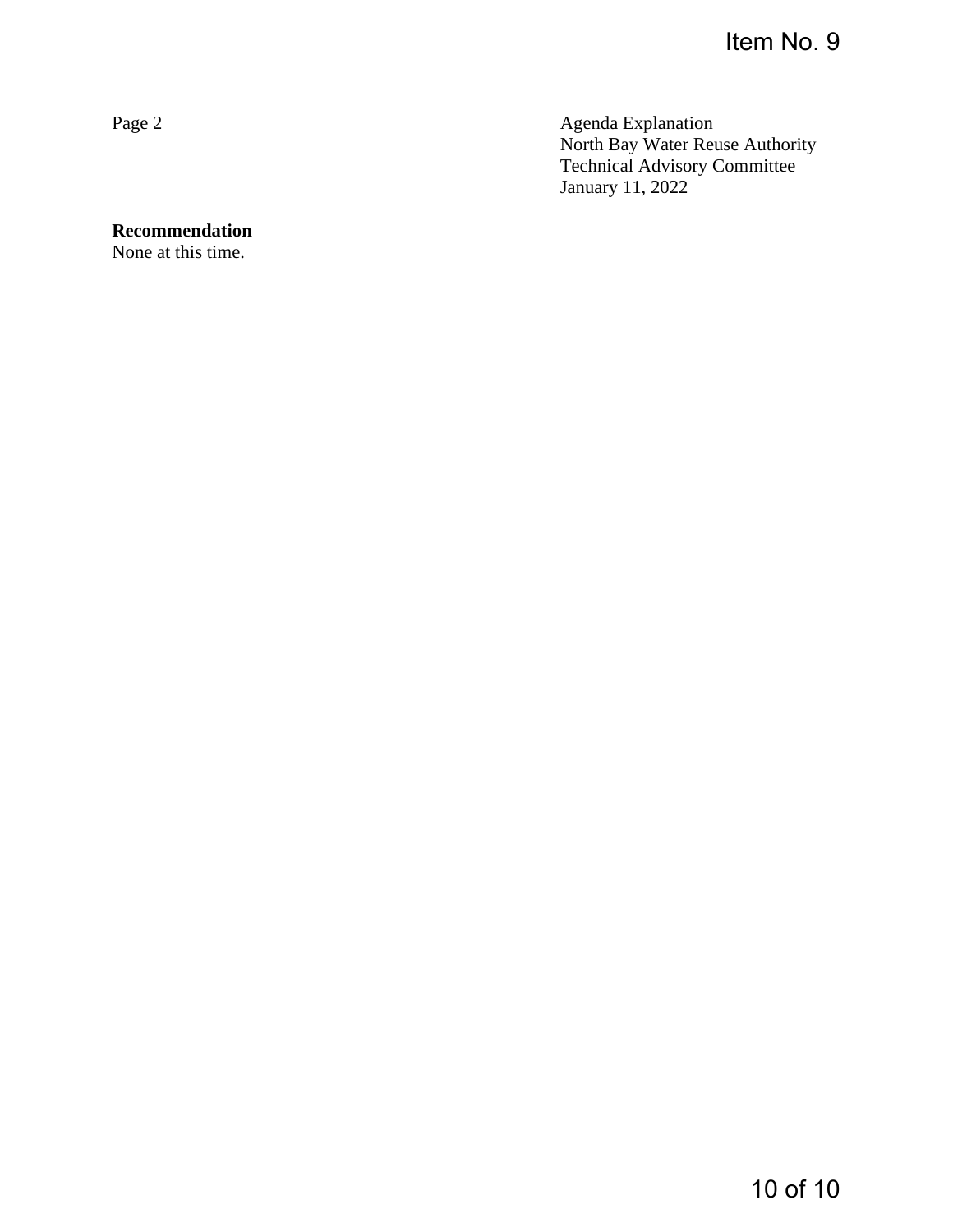**Recommendation**
None at this time.